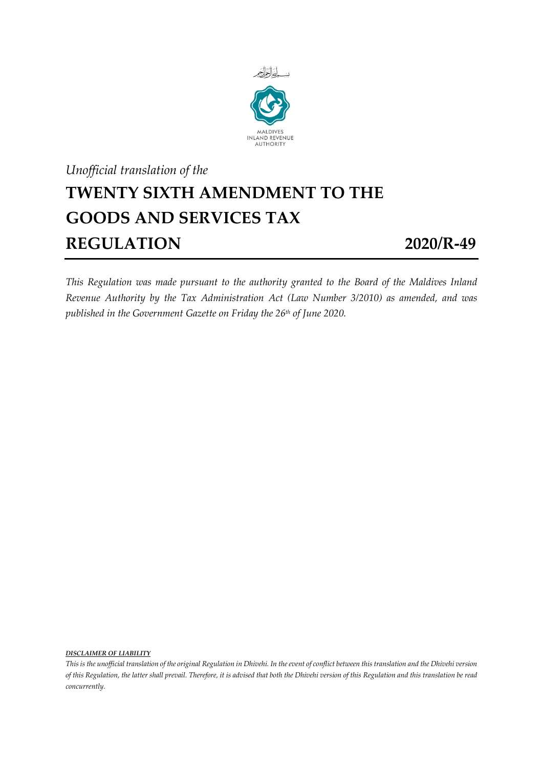بسم الله الرحمن الرحيم

MALDIVES
INLAND REVENUE
AUTHORITY

*Unofficial translation of the*

# TWENTY SIXTH AMENDMENT TO THE GOODS AND SERVICES TAX REGULATION 2020/R-49

*This Regulation was made pursuant to the authority granted to the Board of the Maldives Inland Revenue Authority by the Tax Administration Act (Law Number 3/2010) as amended, and was published in the Government Gazette on Friday the 26th of June 2020.*

***DISCLAIMER OF LIABILITY***

*This is the unofficial translation of the original Regulation in Dhivehi. In the event of conflict between this translation and the Dhivehi version of this Regulation, the latter shall prevail. Therefore, it is advised that both the Dhivehi version of this Regulation and this translation be read concurrently.*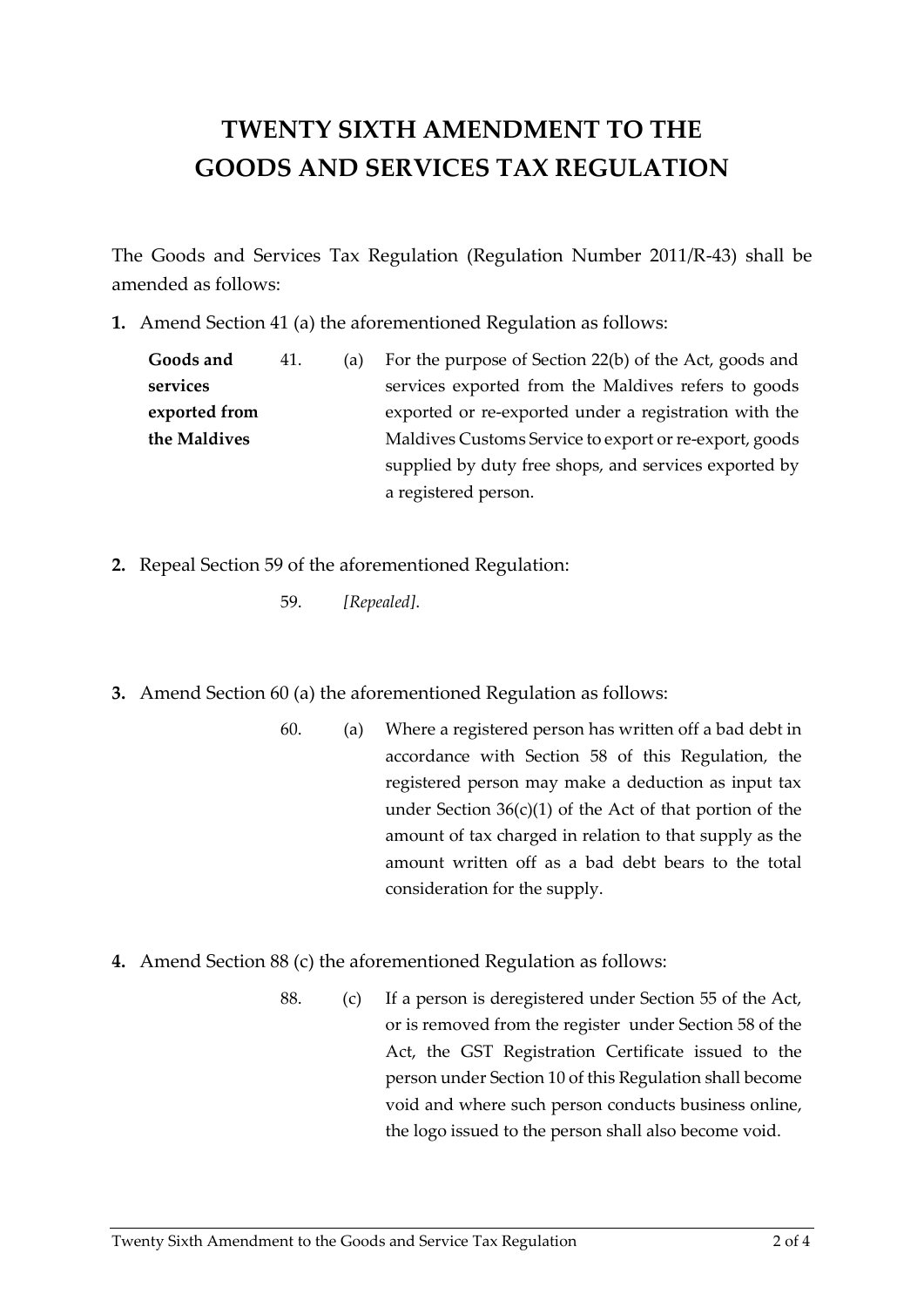# TWENTY SIXTH AMENDMENT TO THE GOODS AND SERVICES TAX REGULATION

The Goods and Services Tax Regulation (Regulation Number 2011/R-43) shall be amended as follows:

**1.** Amend Section 41 (a) the aforementioned Regulation as follows:

**Goods and services exported from the Maldives**

41. (a) For the purpose of Section 22(b) of the Act, goods and services exported from the Maldives refers to goods exported or re-exported under a registration with the Maldives Customs Service to export or re-export, goods supplied by duty free shops, and services exported by a registered person.

**2.** Repeal Section 59 of the aforementioned Regulation:

59. *[Repealed].*

**3.** Amend Section 60 (a) the aforementioned Regulation as follows:

60. (a) Where a registered person has written off a bad debt in accordance with Section 58 of this Regulation, the registered person may make a deduction as input tax under Section 36(c)(1) of the Act of that portion of the amount of tax charged in relation to that supply as the amount written off as a bad debt bears to the total consideration for the supply.

**4.** Amend Section 88 (c) the aforementioned Regulation as follows:

88. (c) If a person is deregistered under Section 55 of the Act, or is removed from the register under Section 58 of the Act, the GST Registration Certificate issued to the person under Section 10 of this Regulation shall become void and where such person conducts business online, the logo issued to the person shall also become void.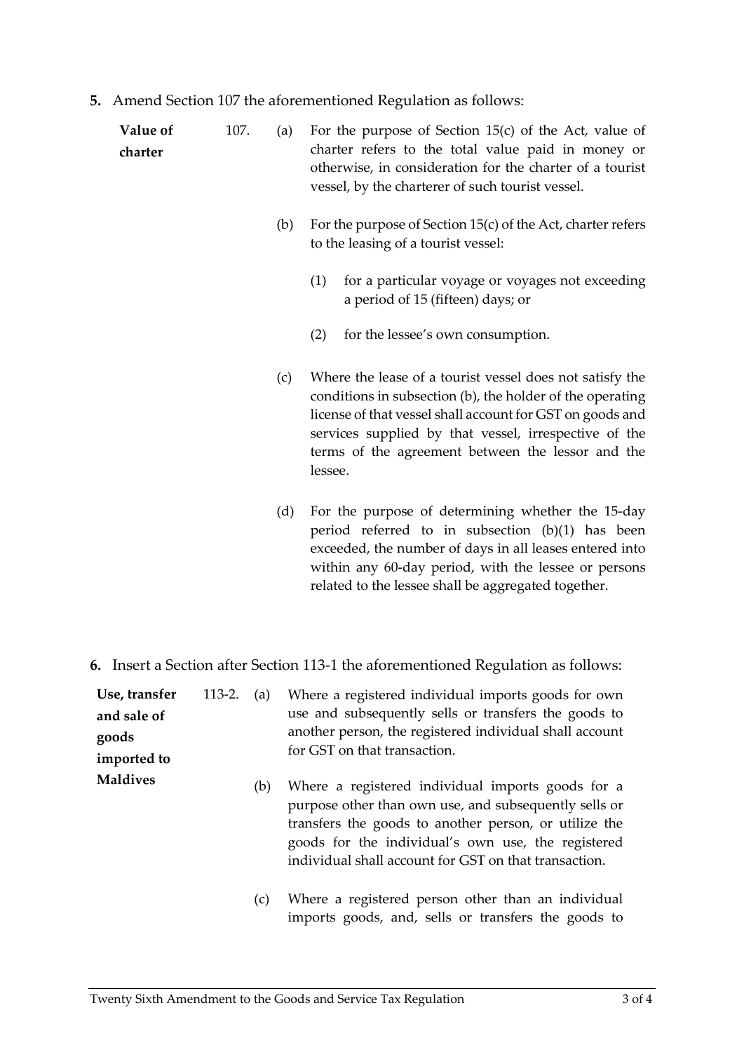**5.** Amend Section 107 the aforementioned Regulation as follows:

**Value of charter**

107. (a) For the purpose of Section 15(c) of the Act, value of charter refers to the total value paid in money or otherwise, in consideration for the charter of a tourist vessel, by the charterer of such tourist vessel.

(b) For the purpose of Section 15(c) of the Act, charter refers to the leasing of a tourist vessel:

(1) for a particular voyage or voyages not exceeding a period of 15 (fifteen) days; or

(2) for the lessee's own consumption.

(c) Where the lease of a tourist vessel does not satisfy the conditions in subsection (b), the holder of the operating license of that vessel shall account for GST on goods and services supplied by that vessel, irrespective of the terms of the agreement between the lessor and the lessee.

(d) For the purpose of determining whether the 15-day period referred to in subsection (b)(1) has been exceeded, the number of days in all leases entered into within any 60-day period, with the lessee or persons related to the lessee shall be aggregated together.

**6.** Insert a Section after Section 113-1 the aforementioned Regulation as follows:

**Use, transfer and sale of goods imported to Maldives**

113-2. (a) Where a registered individual imports goods for own use and subsequently sells or transfers the goods to another person, the registered individual shall account for GST on that transaction.

(b) Where a registered individual imports goods for a purpose other than own use, and subsequently sells or transfers the goods to another person, or utilize the goods for the individual's own use, the registered individual shall account for GST on that transaction.

(c) Where a registered person other than an individual imports goods, and, sells or transfers the goods to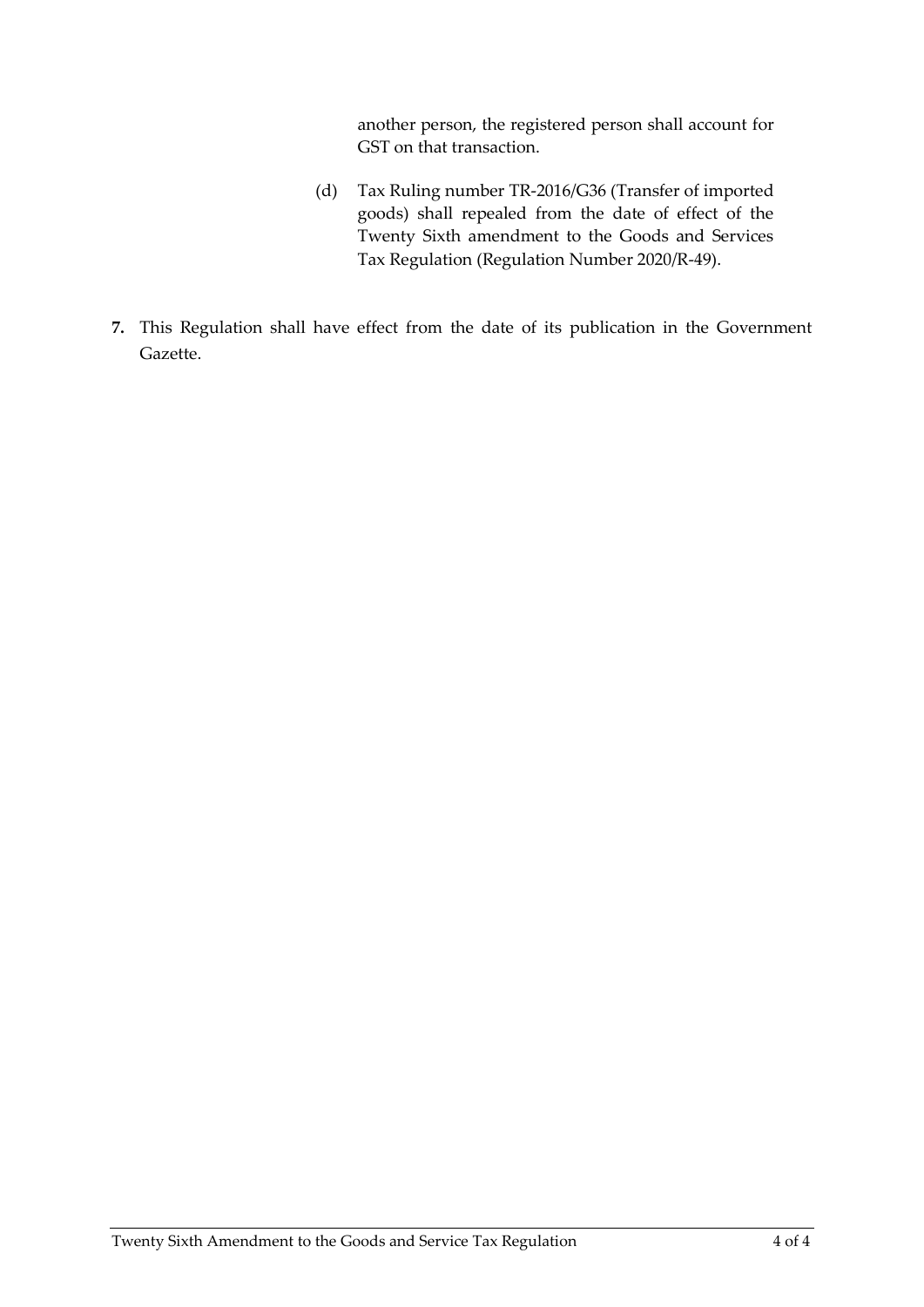another person, the registered person shall account for GST on that transaction.

(d) Tax Ruling number TR-2016/G36 (Transfer of imported goods) shall repealed from the date of effect of the Twenty Sixth amendment to the Goods and Services Tax Regulation (Regulation Number 2020/R-49).

**7.** This Regulation shall have effect from the date of its publication in the Government Gazette.